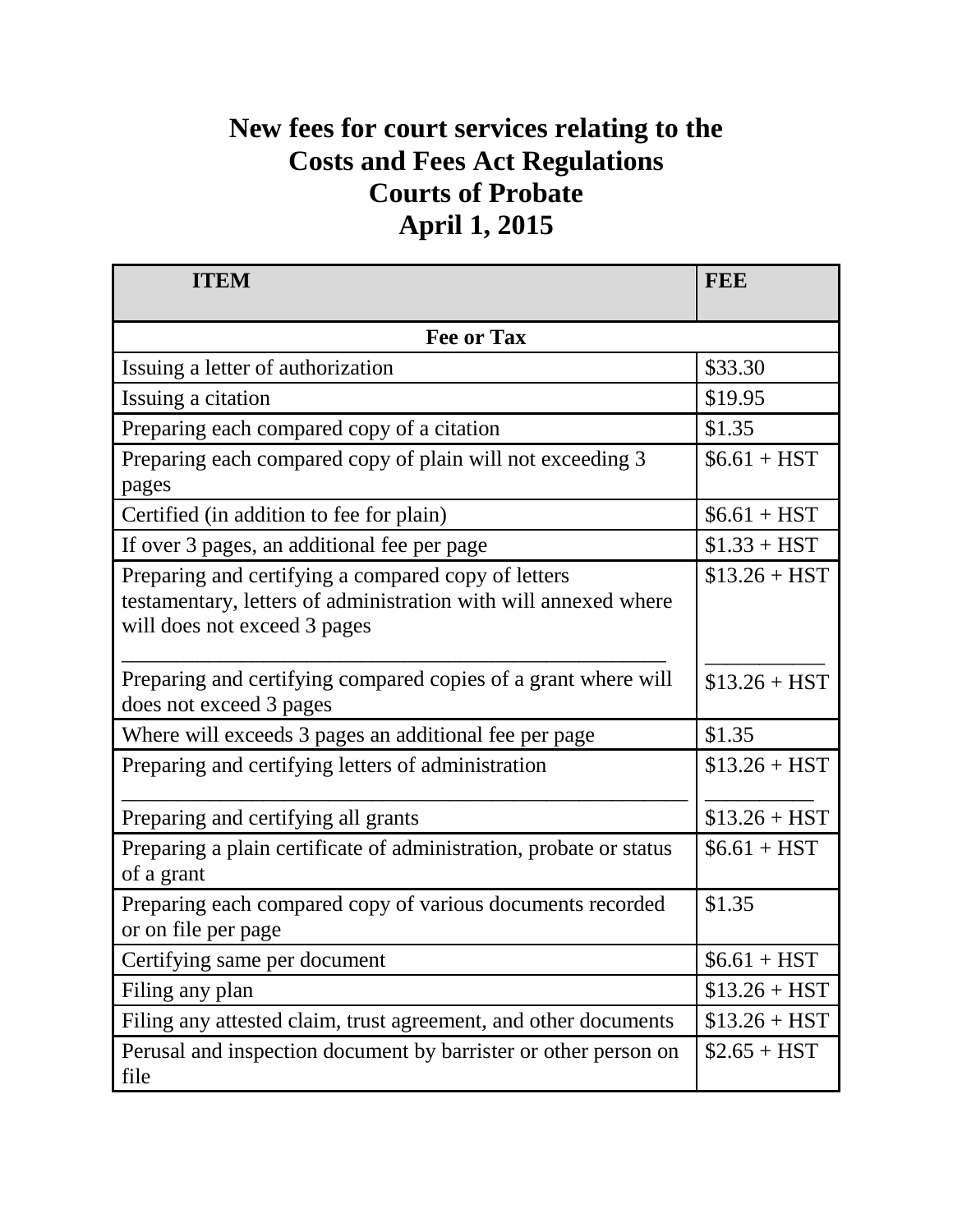# New fees for court services relating to the Costs and Fees Act Regulations Courts of Probate April 1, 2015

| ITEM | FEE |
|---|---|
| **Fee or Tax** | |
| Issuing a letter of authorization | $33.30 |
| Issuing a citation | $19.95 |
| Preparing each compared copy of a citation | $1.35 |
| Preparing each compared copy of plain will not exceeding 3 pages | $6.61 + HST |
| Certified (in addition to fee for plain) | $6.61 + HST |
| If over 3 pages, an additional fee per page | $1.33 + HST |
| Preparing and certifying a compared copy of letters testamentary, letters of administration with will annexed where will does not exceed 3 pages | $13.26 + HST |
| Preparing and certifying compared copies of a grant where will does not exceed 3 pages | $13.26 + HST |
| Where will exceeds 3 pages an additional fee per page | $1.35 |
| Preparing and certifying letters of administration | $13.26 + HST |
| Preparing and certifying all grants | $13.26 + HST |
| Preparing a plain certificate of administration, probate or status of a grant | $6.61 + HST |
| Preparing each compared copy of various documents recorded or on file per page | $1.35 |
| Certifying same per document | $6.61 + HST |
| Filing any plan | $13.26 + HST |
| Filing any attested claim, trust agreement, and other documents | $13.26 + HST |
| Perusal and inspection document by barrister or other person on file | $2.65 + HST |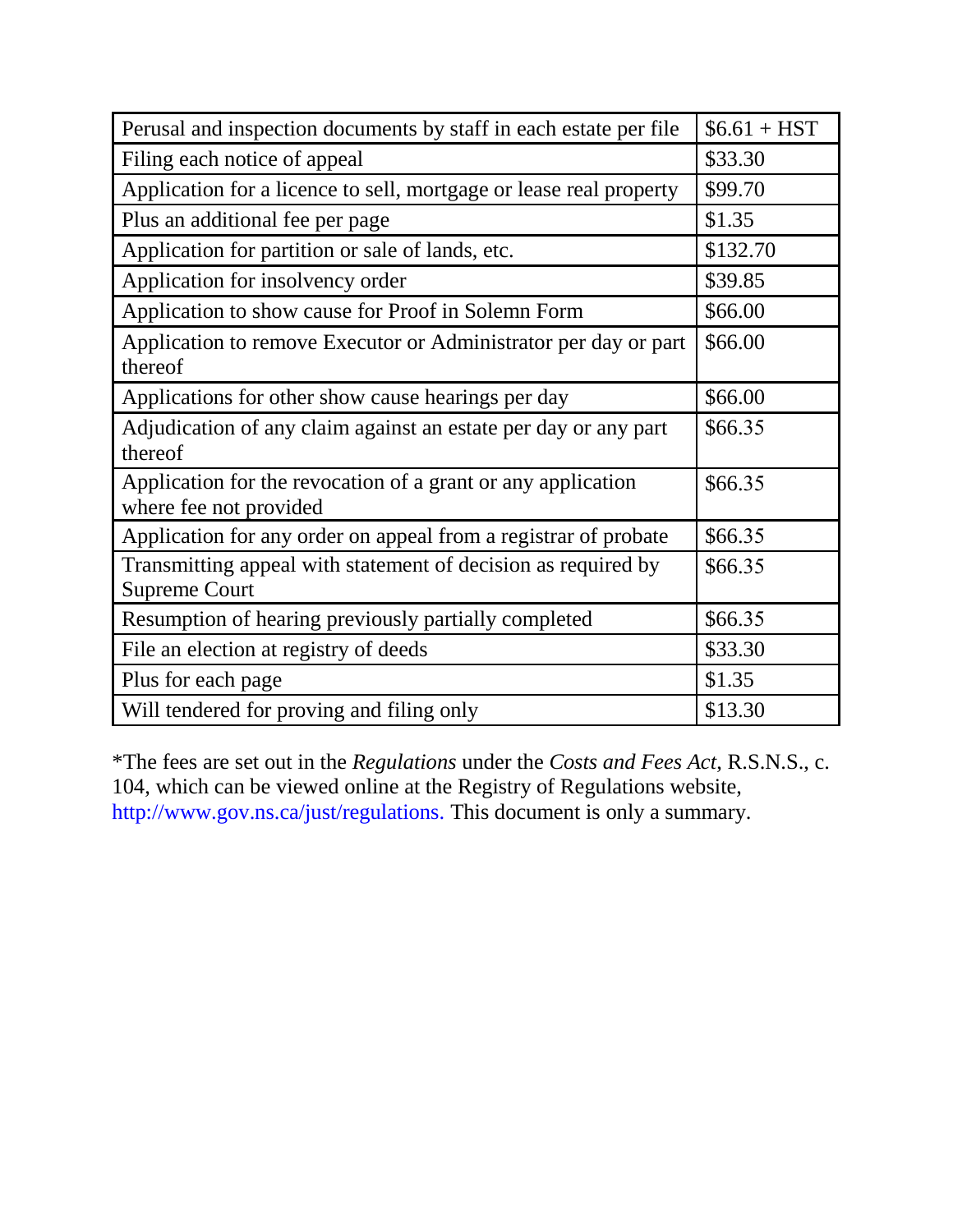| Perusal and inspection documents by staff in each estate per file | $6.61 + HST |
|---|---|
| Filing each notice of appeal | $33.30 |
| Application for a licence to sell, mortgage or lease real property | $99.70 |
| Plus an additional fee per page | $1.35 |
| Application for partition or sale of lands, etc. | $132.70 |
| Application for insolvency order | $39.85 |
| Application to show cause for Proof in Solemn Form | $66.00 |
| Application to remove Executor or Administrator per day or part thereof | $66.00 |
| Applications for other show cause hearings per day | $66.00 |
| Adjudication of any claim against an estate per day or any part thereof | $66.35 |
| Application for the revocation of a grant or any application where fee not provided | $66.35 |
| Application for any order on appeal from a registrar of probate | $66.35 |
| Transmitting appeal with statement of decision as required by Supreme Court | $66.35 |
| Resumption of hearing previously partially completed | $66.35 |
| File an election at registry of deeds | $33.30 |
| Plus for each page | $1.35 |
| Will tendered for proving and filing only | $13.30 |

*The fees are set out in the *Regulations* under the *Costs and Fees Act*, R.S.N.S., c. 104, which can be viewed online at the Registry of Regulations website, http://www.gov.ns.ca/just/regulations. This document is only a summary.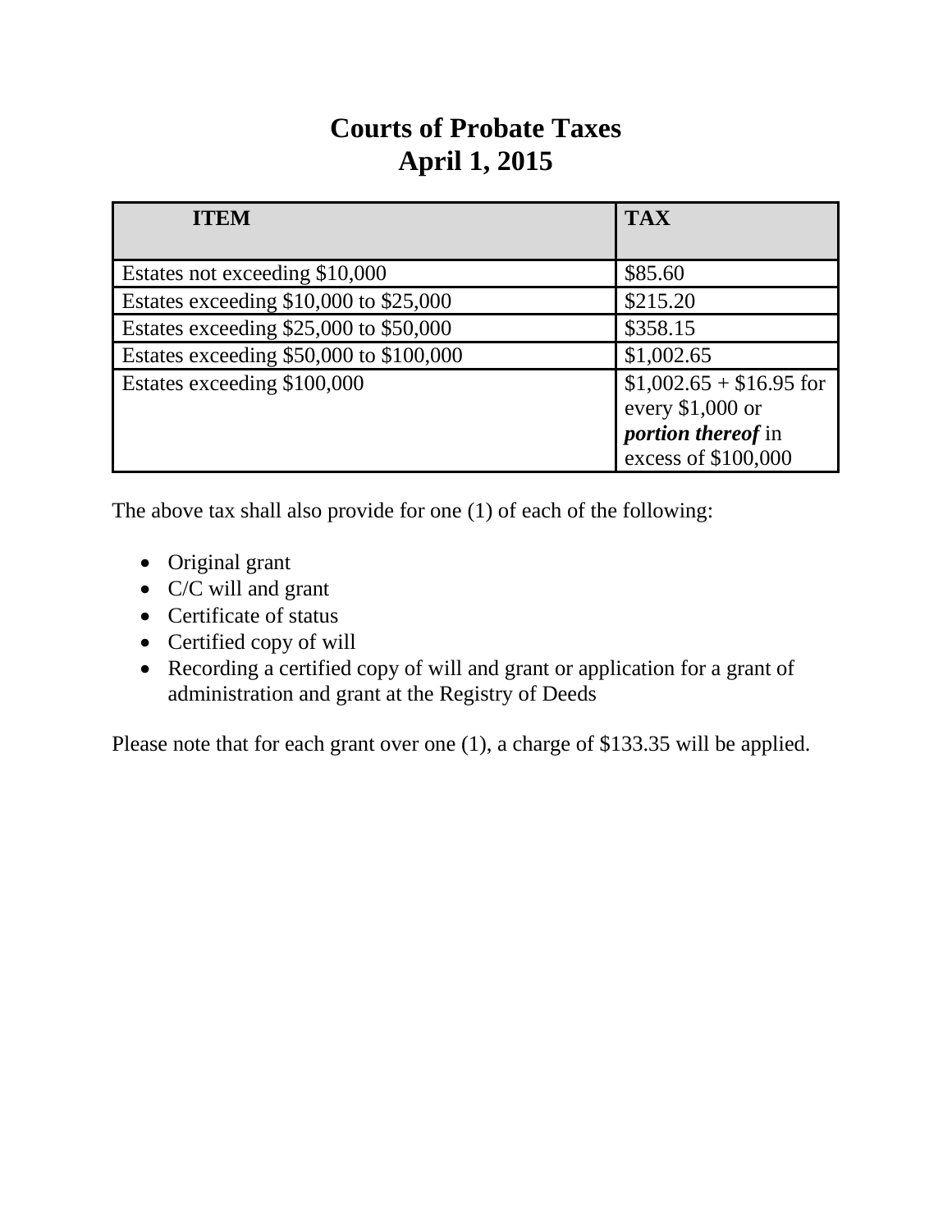# Courts of Probate Taxes
# April 1, 2015

| ITEM | TAX |
|---|---|
| Estates not exceeding $10,000 | $85.60 |
| Estates exceeding $10,000 to $25,000 | $215.20 |
| Estates exceeding $25,000 to $50,000 | $358.15 |
| Estates exceeding $50,000 to $100,000 | $1,002.65 |
| Estates exceeding $100,000 | $1,002.65 + $16.95 for every $1,000 or ***portion thereof*** in excess of $100,000 |

The above tax shall also provide for one (1) of each of the following:

- Original grant
- C/C will and grant
- Certificate of status
- Certified copy of will
- Recording a certified copy of will and grant or application for a grant of administration and grant at the Registry of Deeds

Please note that for each grant over one (1), a charge of $133.35 will be applied.